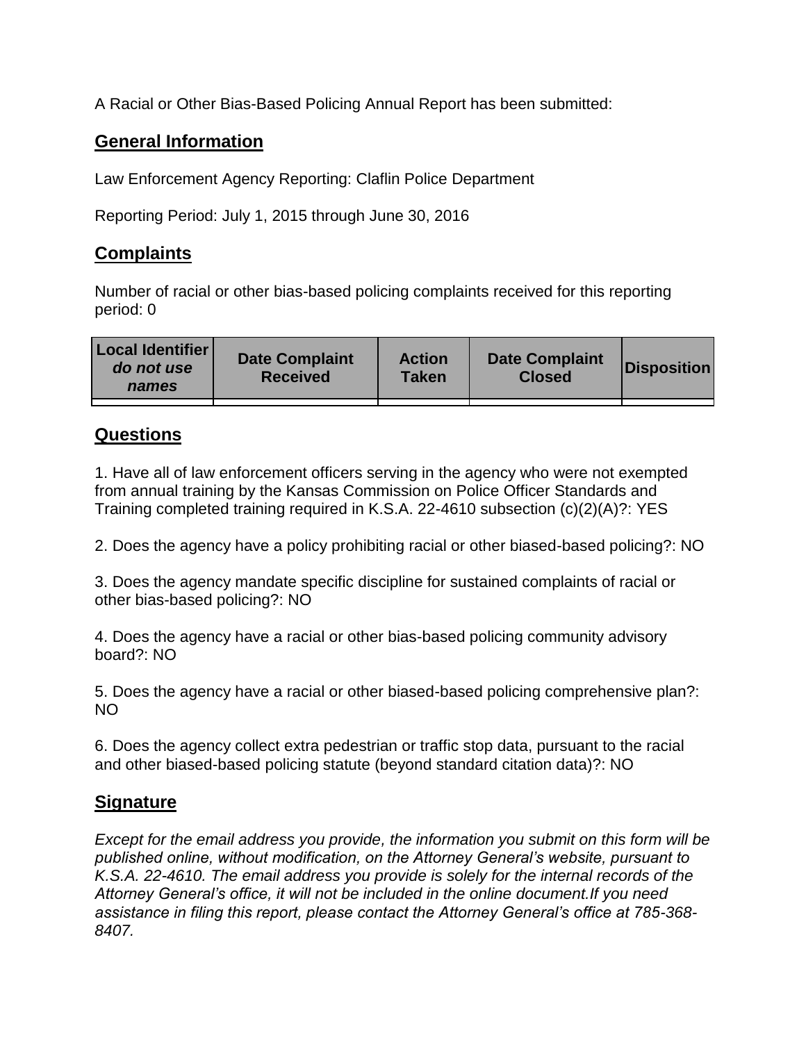A Racial or Other Bias-Based Policing Annual Report has been submitted:

## General Information

Law Enforcement Agency Reporting: Claflin Police Department

Reporting Period: July 1, 2015 through June 30, 2016

## Complaints

Number of racial or other bias-based policing complaints received for this reporting period: 0

| Local Identifier *do not use names* | Date Complaint Received | Action Taken | Date Complaint Closed | Disposition |
|---|---|---|---|---|
| | | | | |

## Questions

1. Have all of law enforcement officers serving in the agency who were not exempted from annual training by the Kansas Commission on Police Officer Standards and Training completed training required in K.S.A. 22-4610 subsection (c)(2)(A)?: YES

2. Does the agency have a policy prohibiting racial or other biased-based policing?: NO

3. Does the agency mandate specific discipline for sustained complaints of racial or other bias-based policing?: NO

4. Does the agency have a racial or other bias-based policing community advisory board?: NO

5. Does the agency have a racial or other biased-based policing comprehensive plan?: NO

6. Does the agency collect extra pedestrian or traffic stop data, pursuant to the racial and other biased-based policing statute (beyond standard citation data)?: NO

## Signature

*Except for the email address you provide, the information you submit on this form will be published online, without modification, on the Attorney General's website, pursuant to K.S.A. 22-4610. The email address you provide is solely for the internal records of the Attorney General's office, it will not be included in the online document.If you need assistance in filing this report, please contact the Attorney General's office at 785-368-8407.*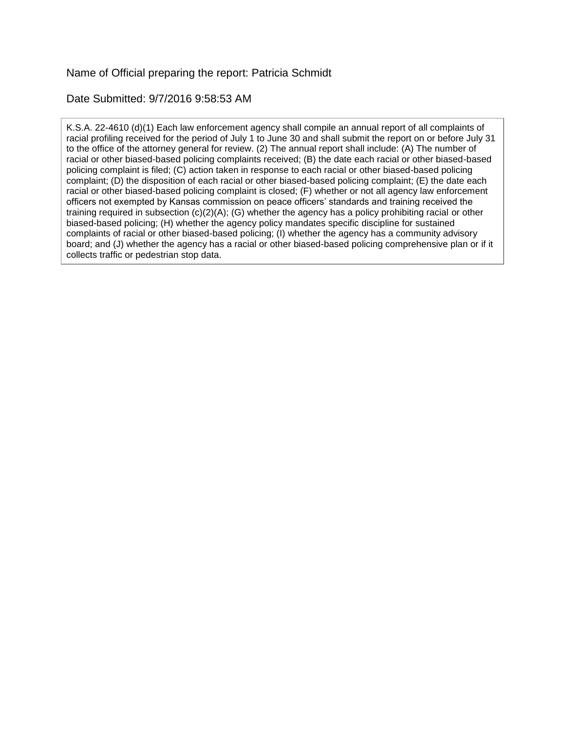Name of Official preparing the report: Patricia Schmidt

Date Submitted: 9/7/2016 9:58:53 AM

K.S.A. 22-4610 (d)(1) Each law enforcement agency shall compile an annual report of all complaints of racial profiling received for the period of July 1 to June 30 and shall submit the report on or before July 31 to the office of the attorney general for review. (2) The annual report shall include: (A) The number of racial or other biased-based policing complaints received; (B) the date each racial or other biased-based policing complaint is filed; (C) action taken in response to each racial or other biased-based policing complaint; (D) the disposition of each racial or other biased-based policing complaint; (E) the date each racial or other biased-based policing complaint is closed; (F) whether or not all agency law enforcement officers not exempted by Kansas commission on peace officers' standards and training received the training required in subsection (c)(2)(A); (G) whether the agency has a policy prohibiting racial or other biased-based policing; (H) whether the agency policy mandates specific discipline for sustained complaints of racial or other biased-based policing; (I) whether the agency has a community advisory board; and (J) whether the agency has a racial or other biased-based policing comprehensive plan or if it collects traffic or pedestrian stop data.